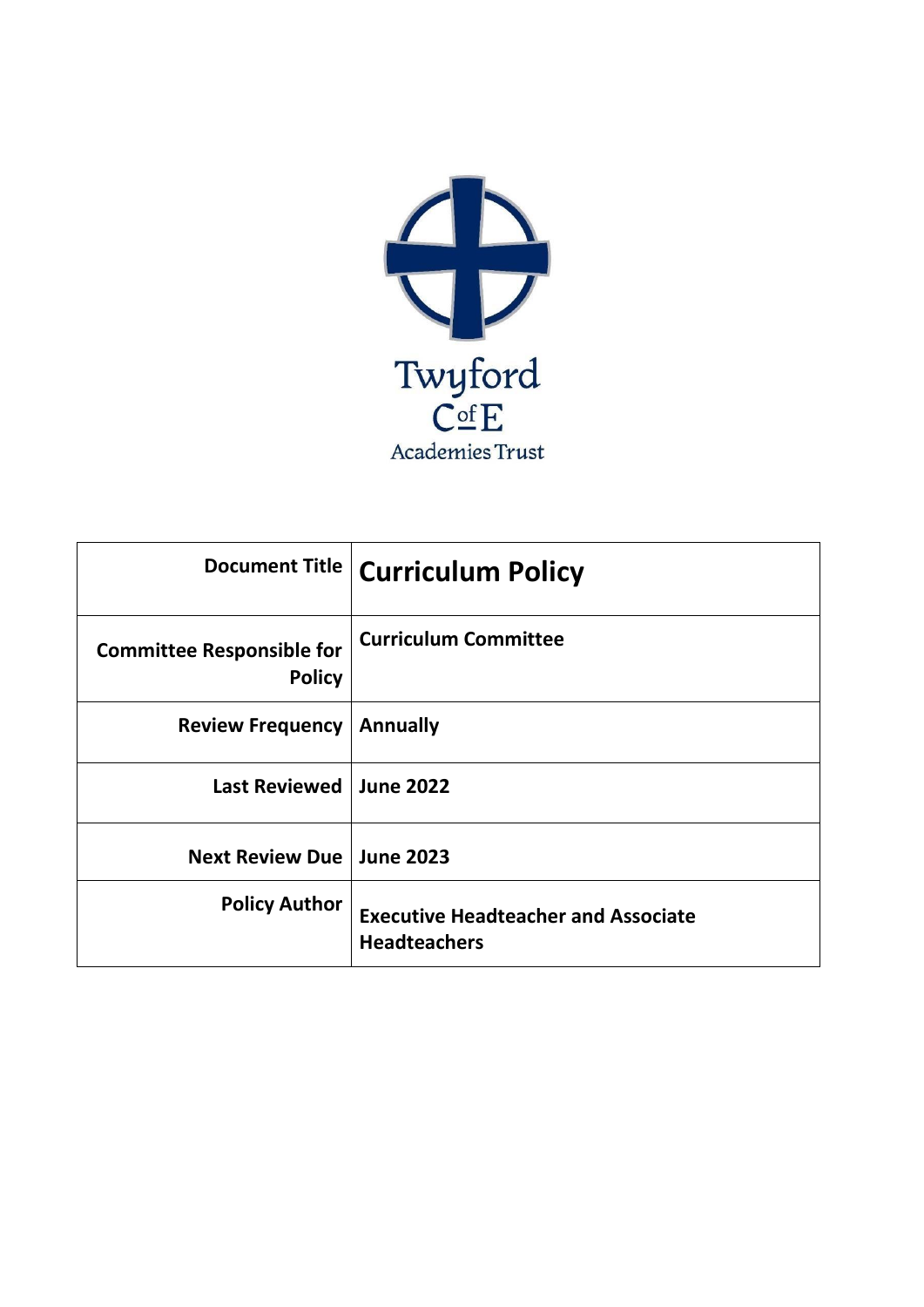Twyford C of E Academies Trust

| Document Title | **Curriculum Policy** |
|---|---|
| **Committee Responsible for Policy** | **Curriculum Committee** |
| **Review Frequency** | **Annually** |
| **Last Reviewed** | **June 2022** |
| **Next Review Due** | **June 2023** |
| **Policy Author** | **Executive Headteacher and Associate Headteachers** |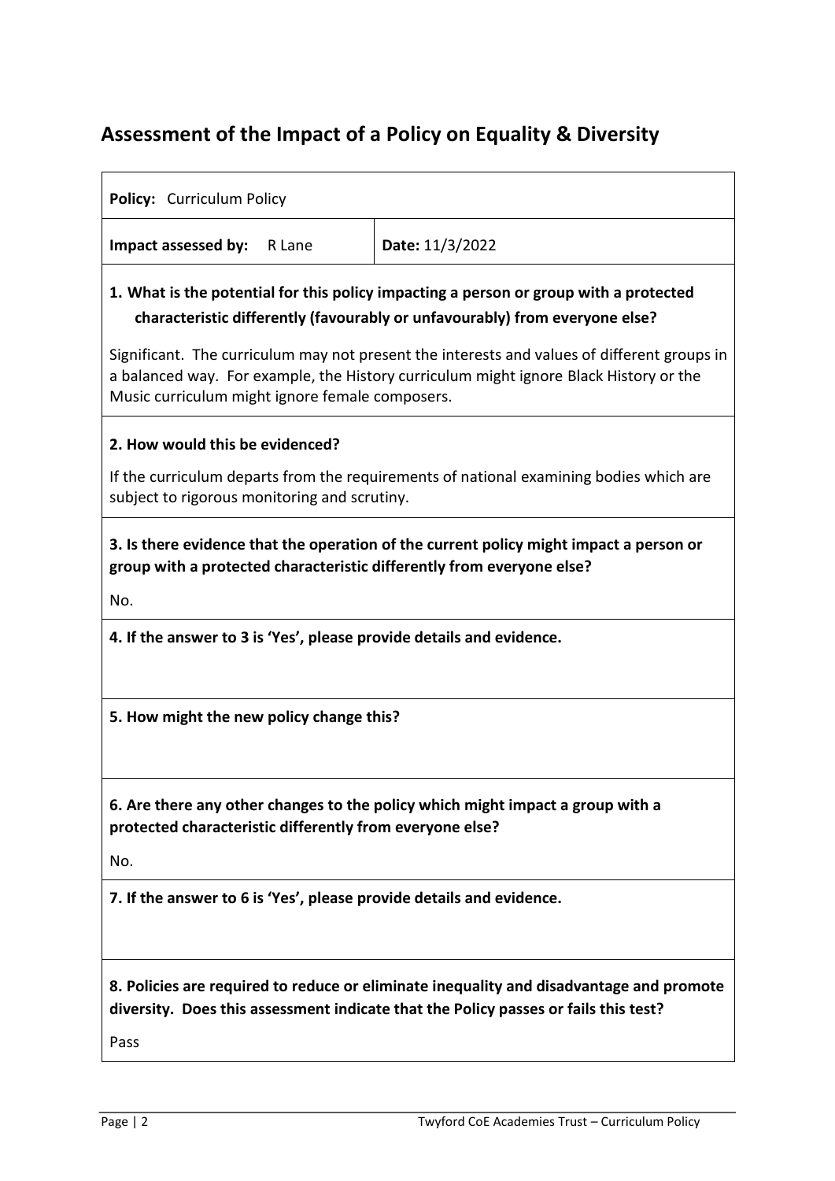## Assessment of the Impact of a Policy on Equality & Diversity

**Policy:** Curriculum Policy

| **Impact assessed by:** R Lane | **Date:** 11/3/2022 |
|---|---|

**1. What is the potential for this policy impacting a person or group with a protected characteristic differently (favourably or unfavourably) from everyone else?**

Significant. The curriculum may not present the interests and values of different groups in a balanced way. For example, the History curriculum might ignore Black History or the Music curriculum might ignore female composers.

**2. How would this be evidenced?**

If the curriculum departs from the requirements of national examining bodies which are subject to rigorous monitoring and scrutiny.

**3. Is there evidence that the operation of the current policy might impact a person or group with a protected characteristic differently from everyone else?**

No.

**4. If the answer to 3 is 'Yes', please provide details and evidence.**

**5. How might the new policy change this?**

**6. Are there any other changes to the policy which might impact a group with a protected characteristic differently from everyone else?**

No.

**7. If the answer to 6 is 'Yes', please provide details and evidence.**

**8. Policies are required to reduce or eliminate inequality and disadvantage and promote diversity. Does this assessment indicate that the Policy passes or fails this test?**

Pass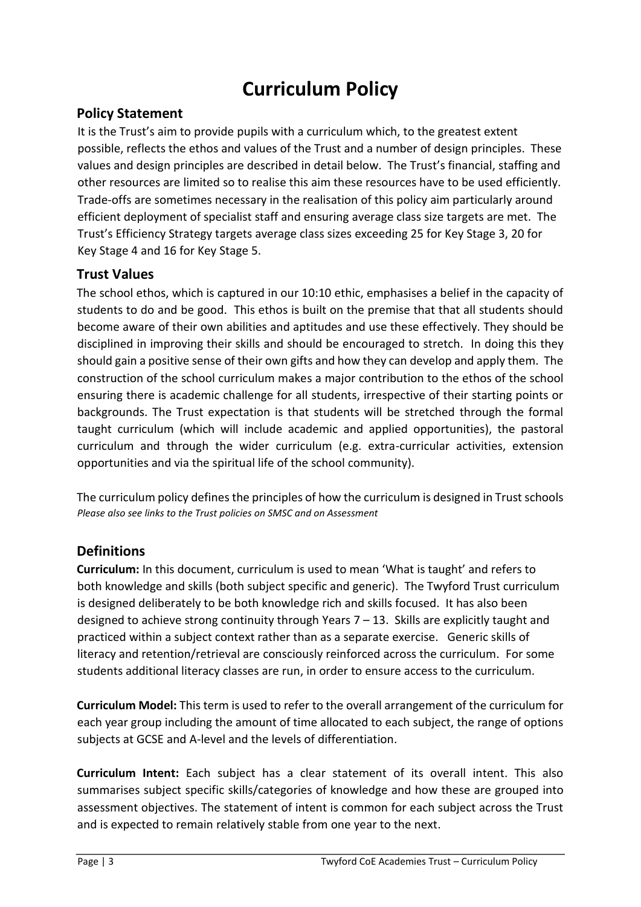# Curriculum Policy

## Policy Statement

It is the Trust's aim to provide pupils with a curriculum which, to the greatest extent possible, reflects the ethos and values of the Trust and a number of design principles. These values and design principles are described in detail below. The Trust's financial, staffing and other resources are limited so to realise this aim these resources have to be used efficiently. Trade-offs are sometimes necessary in the realisation of this policy aim particularly around efficient deployment of specialist staff and ensuring average class size targets are met. The Trust's Efficiency Strategy targets average class sizes exceeding 25 for Key Stage 3, 20 for Key Stage 4 and 16 for Key Stage 5.

## Trust Values

The school ethos, which is captured in our 10:10 ethic, emphasises a belief in the capacity of students to do and be good. This ethos is built on the premise that that all students should become aware of their own abilities and aptitudes and use these effectively. They should be disciplined in improving their skills and should be encouraged to stretch. In doing this they should gain a positive sense of their own gifts and how they can develop and apply them. The construction of the school curriculum makes a major contribution to the ethos of the school ensuring there is academic challenge for all students, irrespective of their starting points or backgrounds. The Trust expectation is that students will be stretched through the formal taught curriculum (which will include academic and applied opportunities), the pastoral curriculum and through the wider curriculum (e.g. extra-curricular activities, extension opportunities and via the spiritual life of the school community).

The curriculum policy defines the principles of how the curriculum is designed in Trust schools
*Please also see links to the Trust policies on SMSC and on Assessment*

## Definitions

**Curriculum:** In this document, curriculum is used to mean 'What is taught' and refers to both knowledge and skills (both subject specific and generic). The Twyford Trust curriculum is designed deliberately to be both knowledge rich and skills focused. It has also been designed to achieve strong continuity through Years 7 – 13. Skills are explicitly taught and practiced within a subject context rather than as a separate exercise. Generic skills of literacy and retention/retrieval are consciously reinforced across the curriculum. For some students additional literacy classes are run, in order to ensure access to the curriculum.

**Curriculum Model:** This term is used to refer to the overall arrangement of the curriculum for each year group including the amount of time allocated to each subject, the range of options subjects at GCSE and A-level and the levels of differentiation.

**Curriculum Intent:** Each subject has a clear statement of its overall intent. This also summarises subject specific skills/categories of knowledge and how these are grouped into assessment objectives. The statement of intent is common for each subject across the Trust and is expected to remain relatively stable from one year to the next.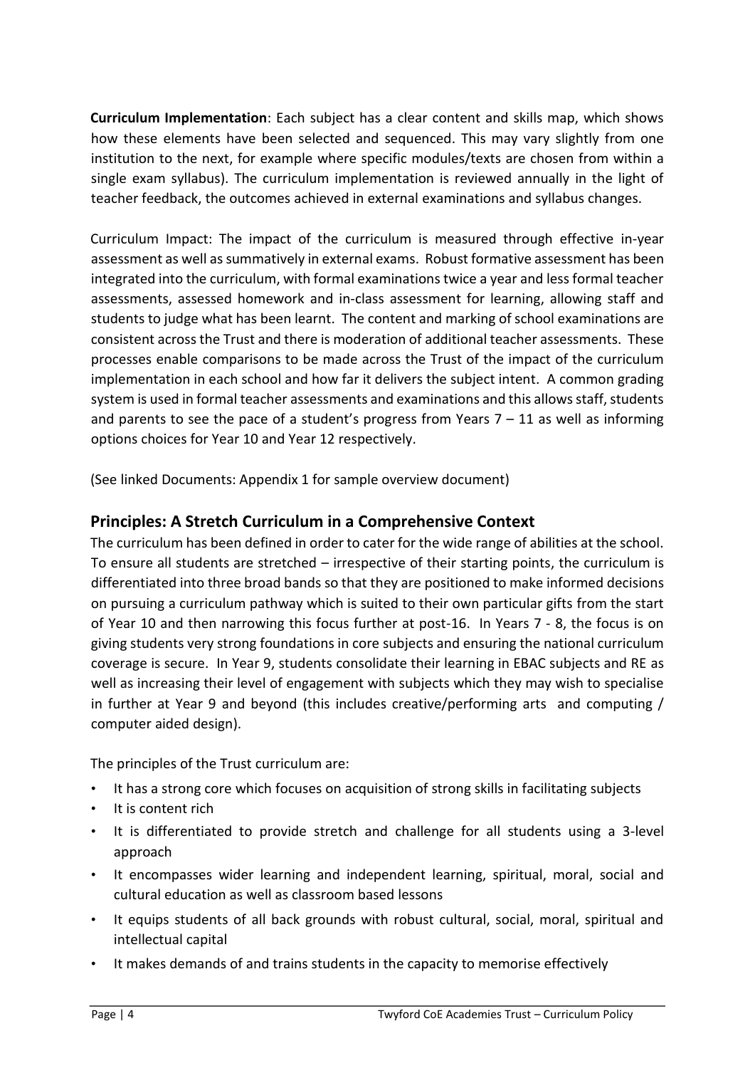**Curriculum Implementation**: Each subject has a clear content and skills map, which shows how these elements have been selected and sequenced. This may vary slightly from one institution to the next, for example where specific modules/texts are chosen from within a single exam syllabus). The curriculum implementation is reviewed annually in the light of teacher feedback, the outcomes achieved in external examinations and syllabus changes.

Curriculum Impact: The impact of the curriculum is measured through effective in-year assessment as well as summatively in external exams. Robust formative assessment has been integrated into the curriculum, with formal examinations twice a year and less formal teacher assessments, assessed homework and in-class assessment for learning, allowing staff and students to judge what has been learnt. The content and marking of school examinations are consistent across the Trust and there is moderation of additional teacher assessments. These processes enable comparisons to be made across the Trust of the impact of the curriculum implementation in each school and how far it delivers the subject intent. A common grading system is used in formal teacher assessments and examinations and this allows staff, students and parents to see the pace of a student's progress from Years 7 – 11 as well as informing options choices for Year 10 and Year 12 respectively.

(See linked Documents: Appendix 1 for sample overview document)

## Principles: A Stretch Curriculum in a Comprehensive Context

The curriculum has been defined in order to cater for the wide range of abilities at the school. To ensure all students are stretched – irrespective of their starting points, the curriculum is differentiated into three broad bands so that they are positioned to make informed decisions on pursuing a curriculum pathway which is suited to their own particular gifts from the start of Year 10 and then narrowing this focus further at post-16. In Years 7 - 8, the focus is on giving students very strong foundations in core subjects and ensuring the national curriculum coverage is secure. In Year 9, students consolidate their learning in EBAC subjects and RE as well as increasing their level of engagement with subjects which they may wish to specialise in further at Year 9 and beyond (this includes creative/performing arts and computing / computer aided design).

The principles of the Trust curriculum are:

- It has a strong core which focuses on acquisition of strong skills in facilitating subjects
- It is content rich
- It is differentiated to provide stretch and challenge for all students using a 3-level approach
- It encompasses wider learning and independent learning, spiritual, moral, social and cultural education as well as classroom based lessons
- It equips students of all back grounds with robust cultural, social, moral, spiritual and intellectual capital
- It makes demands of and trains students in the capacity to memorise effectively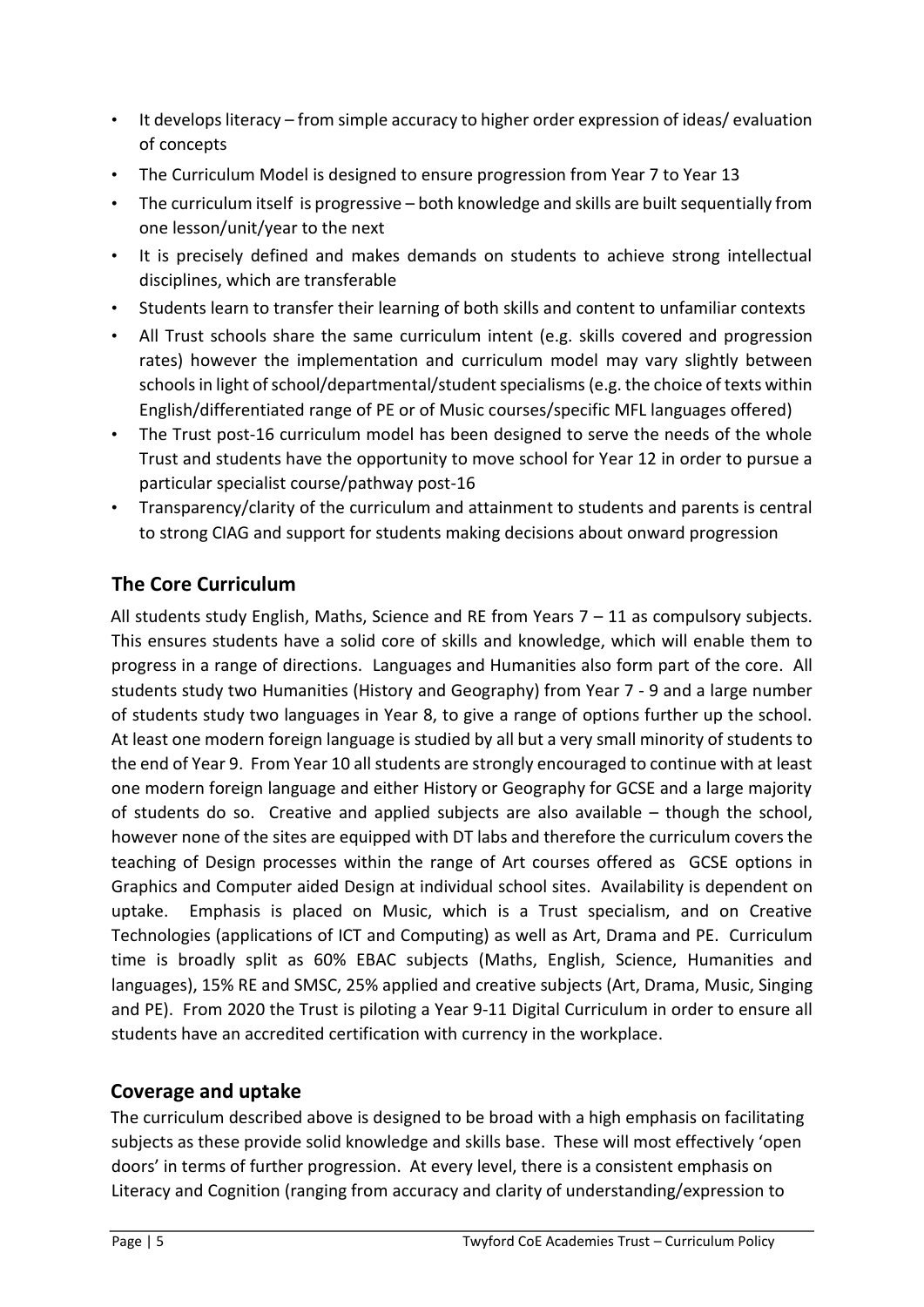- It develops literacy – from simple accuracy to higher order expression of ideas/ evaluation of concepts
- The Curriculum Model is designed to ensure progression from Year 7 to Year 13
- The curriculum itself is progressive – both knowledge and skills are built sequentially from one lesson/unit/year to the next
- It is precisely defined and makes demands on students to achieve strong intellectual disciplines, which are transferable
- Students learn to transfer their learning of both skills and content to unfamiliar contexts
- All Trust schools share the same curriculum intent (e.g. skills covered and progression rates) however the implementation and curriculum model may vary slightly between schools in light of school/departmental/student specialisms (e.g. the choice of texts within English/differentiated range of PE or of Music courses/specific MFL languages offered)
- The Trust post-16 curriculum model has been designed to serve the needs of the whole Trust and students have the opportunity to move school for Year 12 in order to pursue a particular specialist course/pathway post-16
- Transparency/clarity of the curriculum and attainment to students and parents is central to strong CIAG and support for students making decisions about onward progression

## The Core Curriculum

All students study English, Maths, Science and RE from Years 7 – 11 as compulsory subjects. This ensures students have a solid core of skills and knowledge, which will enable them to progress in a range of directions. Languages and Humanities also form part of the core. All students study two Humanities (History and Geography) from Year 7 - 9 and a large number of students study two languages in Year 8, to give a range of options further up the school. At least one modern foreign language is studied by all but a very small minority of students to the end of Year 9. From Year 10 all students are strongly encouraged to continue with at least one modern foreign language and either History or Geography for GCSE and a large majority of students do so. Creative and applied subjects are also available – though the school, however none of the sites are equipped with DT labs and therefore the curriculum covers the teaching of Design processes within the range of Art courses offered as GCSE options in Graphics and Computer aided Design at individual school sites. Availability is dependent on uptake. Emphasis is placed on Music, which is a Trust specialism, and on Creative Technologies (applications of ICT and Computing) as well as Art, Drama and PE. Curriculum time is broadly split as 60% EBAC subjects (Maths, English, Science, Humanities and languages), 15% RE and SMSC, 25% applied and creative subjects (Art, Drama, Music, Singing and PE). From 2020 the Trust is piloting a Year 9-11 Digital Curriculum in order to ensure all students have an accredited certification with currency in the workplace.

## Coverage and uptake

The curriculum described above is designed to be broad with a high emphasis on facilitating subjects as these provide solid knowledge and skills base. These will most effectively 'open doors' in terms of further progression. At every level, there is a consistent emphasis on Literacy and Cognition (ranging from accuracy and clarity of understanding/expression to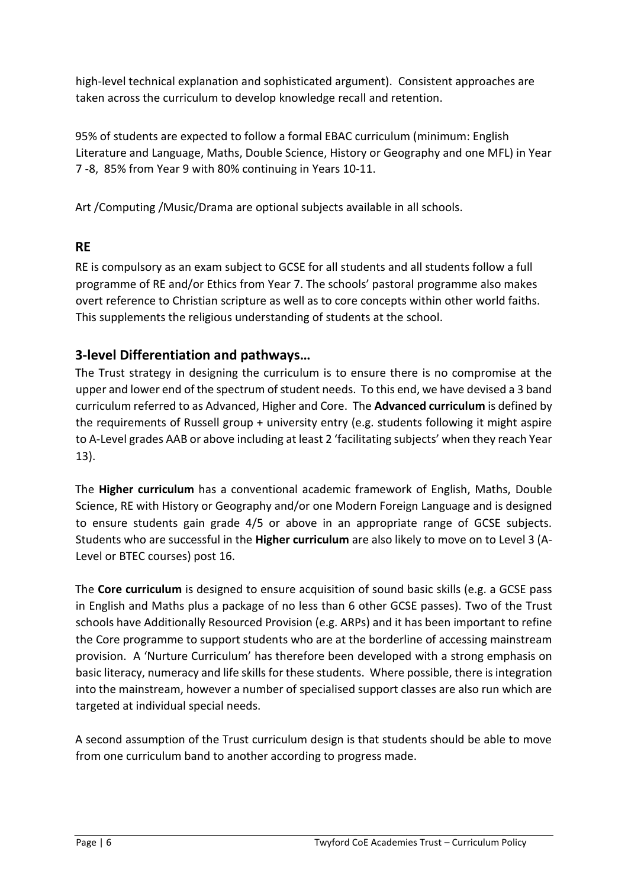high-level technical explanation and sophisticated argument). Consistent approaches are taken across the curriculum to develop knowledge recall and retention.

95% of students are expected to follow a formal EBAC curriculum (minimum: English Literature and Language, Maths, Double Science, History or Geography and one MFL) in Year 7 -8, 85% from Year 9 with 80% continuing in Years 10-11.

Art /Computing /Music/Drama are optional subjects available in all schools.

## RE

RE is compulsory as an exam subject to GCSE for all students and all students follow a full programme of RE and/or Ethics from Year 7. The schools' pastoral programme also makes overt reference to Christian scripture as well as to core concepts within other world faiths. This supplements the religious understanding of students at the school.

## 3-level Differentiation and pathways…

The Trust strategy in designing the curriculum is to ensure there is no compromise at the upper and lower end of the spectrum of student needs. To this end, we have devised a 3 band curriculum referred to as Advanced, Higher and Core. The **Advanced curriculum** is defined by the requirements of Russell group + university entry (e.g. students following it might aspire to A-Level grades AAB or above including at least 2 'facilitating subjects' when they reach Year 13).

The **Higher curriculum** has a conventional academic framework of English, Maths, Double Science, RE with History or Geography and/or one Modern Foreign Language and is designed to ensure students gain grade 4/5 or above in an appropriate range of GCSE subjects. Students who are successful in the **Higher curriculum** are also likely to move on to Level 3 (A-Level or BTEC courses) post 16.

The **Core curriculum** is designed to ensure acquisition of sound basic skills (e.g. a GCSE pass in English and Maths plus a package of no less than 6 other GCSE passes). Two of the Trust schools have Additionally Resourced Provision (e.g. ARPs) and it has been important to refine the Core programme to support students who are at the borderline of accessing mainstream provision. A 'Nurture Curriculum' has therefore been developed with a strong emphasis on basic literacy, numeracy and life skills for these students. Where possible, there is integration into the mainstream, however a number of specialised support classes are also run which are targeted at individual special needs.

A second assumption of the Trust curriculum design is that students should be able to move from one curriculum band to another according to progress made.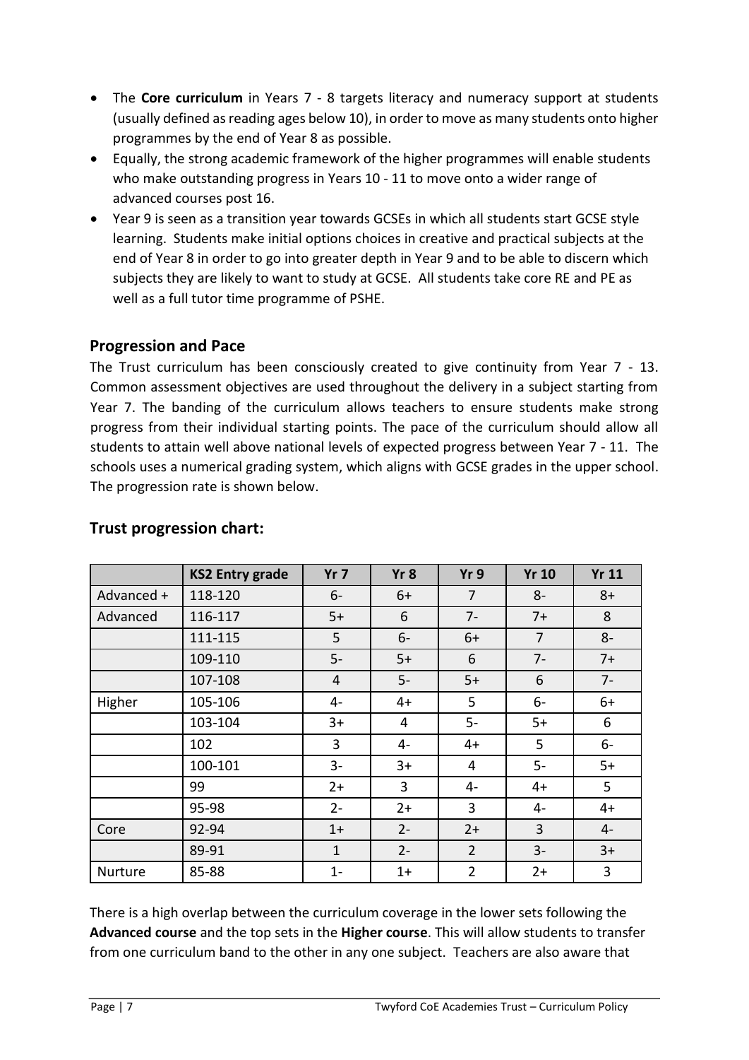- The **Core curriculum** in Years 7 - 8 targets literacy and numeracy support at students (usually defined as reading ages below 10), in order to move as many students onto higher programmes by the end of Year 8 as possible.
- Equally, the strong academic framework of the higher programmes will enable students who make outstanding progress in Years 10 - 11 to move onto a wider range of advanced courses post 16.
- Year 9 is seen as a transition year towards GCSEs in which all students start GCSE style learning. Students make initial options choices in creative and practical subjects at the end of Year 8 in order to go into greater depth in Year 9 and to be able to discern which subjects they are likely to want to study at GCSE. All students take core RE and PE as well as a full tutor time programme of PSHE.

## Progression and Pace

The Trust curriculum has been consciously created to give continuity from Year 7 - 13. Common assessment objectives are used throughout the delivery in a subject starting from Year 7. The banding of the curriculum allows teachers to ensure students make strong progress from their individual starting points. The pace of the curriculum should allow all students to attain well above national levels of expected progress between Year 7 - 11. The schools uses a numerical grading system, which aligns with GCSE grades in the upper school. The progression rate is shown below.

## Trust progression chart:

| | KS2 Entry grade | Yr 7 | Yr 8 | Yr 9 | Yr 10 | Yr 11 |
|---|---|---|---|---|---|---|
| Advanced + | 118-120 | 6- | 6+ | 7 | 8- | 8+ |
| Advanced | 116-117 | 5+ | 6 | 7- | 7+ | 8 |
| | 111-115 | 5 | 6- | 6+ | 7 | 8- |
| | 109-110 | 5- | 5+ | 6 | 7- | 7+ |
| | 107-108 | 4 | 5- | 5+ | 6 | 7- |
| Higher | 105-106 | 4- | 4+ | 5 | 6- | 6+ |
| | 103-104 | 3+ | 4 | 5- | 5+ | 6 |
| | 102 | 3 | 4- | 4+ | 5 | 6- |
| | 100-101 | 3- | 3+ | 4 | 5- | 5+ |
| | 99 | 2+ | 3 | 4- | 4+ | 5 |
| | 95-98 | 2- | 2+ | 3 | 4- | 4+ |
| Core | 92-94 | 1+ | 2- | 2+ | 3 | 4- |
| | 89-91 | 1 | 2- | 2 | 3- | 3+ |
| Nurture | 85-88 | 1- | 1+ | 2 | 2+ | 3 |

There is a high overlap between the curriculum coverage in the lower sets following the **Advanced course** and the top sets in the **Higher course**. This will allow students to transfer from one curriculum band to the other in any one subject. Teachers are also aware that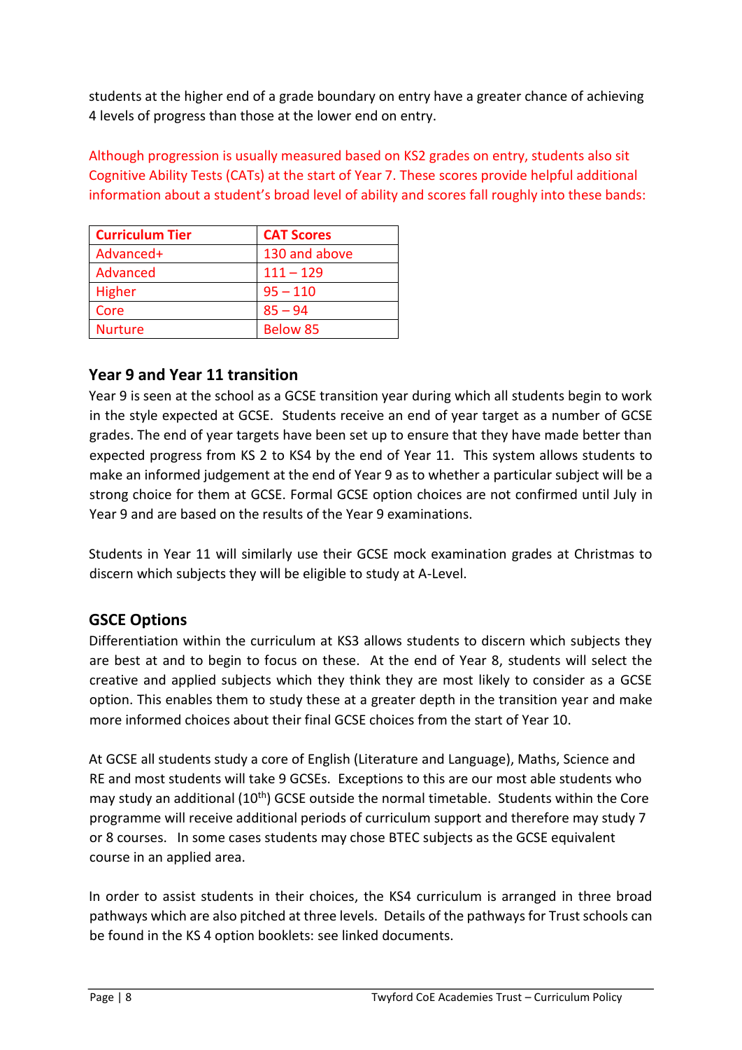students at the higher end of a grade boundary on entry have a greater chance of achieving 4 levels of progress than those at the lower end on entry.

Although progression is usually measured based on KS2 grades on entry, students also sit Cognitive Ability Tests (CATs) at the start of Year 7. These scores provide helpful additional information about a student's broad level of ability and scores fall roughly into these bands:

| Curriculum Tier | CAT Scores |
|---|---|
| Advanced+ | 130 and above |
| Advanced | 111 – 129 |
| Higher | 95 – 110 |
| Core | 85 – 94 |
| Nurture | Below 85 |

## Year 9 and Year 11 transition

Year 9 is seen at the school as a GCSE transition year during which all students begin to work in the style expected at GCSE. Students receive an end of year target as a number of GCSE grades. The end of year targets have been set up to ensure that they have made better than expected progress from KS 2 to KS4 by the end of Year 11. This system allows students to make an informed judgement at the end of Year 9 as to whether a particular subject will be a strong choice for them at GCSE. Formal GCSE option choices are not confirmed until July in Year 9 and are based on the results of the Year 9 examinations.

Students in Year 11 will similarly use their GCSE mock examination grades at Christmas to discern which subjects they will be eligible to study at A-Level.

## GSCE Options

Differentiation within the curriculum at KS3 allows students to discern which subjects they are best at and to begin to focus on these. At the end of Year 8, students will select the creative and applied subjects which they think they are most likely to consider as a GCSE option. This enables them to study these at a greater depth in the transition year and make more informed choices about their final GCSE choices from the start of Year 10.

At GCSE all students study a core of English (Literature and Language), Maths, Science and RE and most students will take 9 GCSEs. Exceptions to this are our most able students who may study an additional (10th) GCSE outside the normal timetable. Students within the Core programme will receive additional periods of curriculum support and therefore may study 7 or 8 courses. In some cases students may chose BTEC subjects as the GCSE equivalent course in an applied area.

In order to assist students in their choices, the KS4 curriculum is arranged in three broad pathways which are also pitched at three levels. Details of the pathways for Trust schools can be found in the KS 4 option booklets: see linked documents.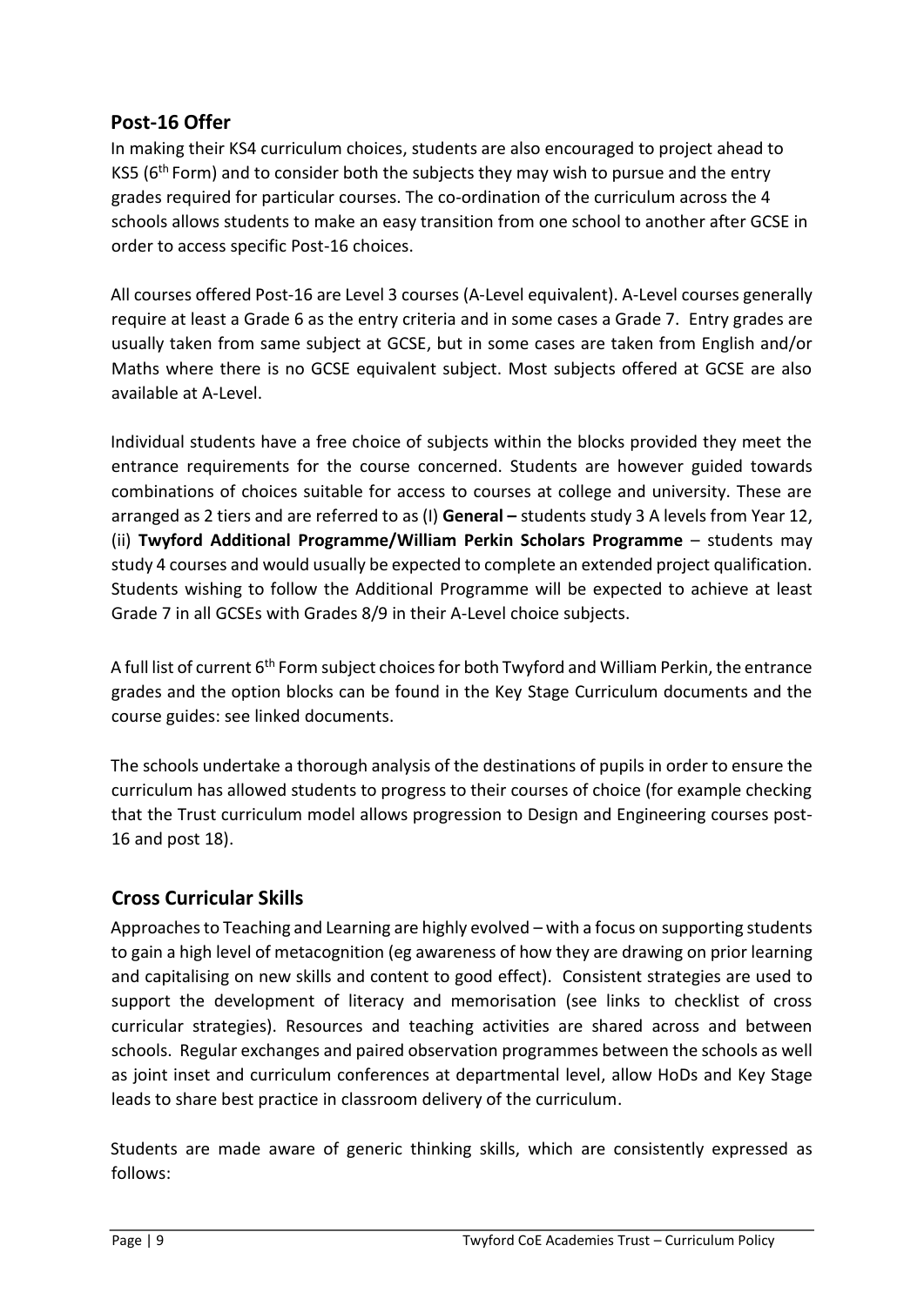## Post-16 Offer

In making their KS4 curriculum choices, students are also encouraged to project ahead to KS5 (6th Form) and to consider both the subjects they may wish to pursue and the entry grades required for particular courses. The co-ordination of the curriculum across the 4 schools allows students to make an easy transition from one school to another after GCSE in order to access specific Post-16 choices.

All courses offered Post-16 are Level 3 courses (A-Level equivalent). A-Level courses generally require at least a Grade 6 as the entry criteria and in some cases a Grade 7. Entry grades are usually taken from same subject at GCSE, but in some cases are taken from English and/or Maths where there is no GCSE equivalent subject. Most subjects offered at GCSE are also available at A-Level.

Individual students have a free choice of subjects within the blocks provided they meet the entrance requirements for the course concerned. Students are however guided towards combinations of choices suitable for access to courses at college and university. These are arranged as 2 tiers and are referred to as (I) **General –** students study 3 A levels from Year 12, (ii) **Twyford Additional Programme/William Perkin Scholars Programme** – students may study 4 courses and would usually be expected to complete an extended project qualification. Students wishing to follow the Additional Programme will be expected to achieve at least Grade 7 in all GCSEs with Grades 8/9 in their A-Level choice subjects.

A full list of current 6th Form subject choices for both Twyford and William Perkin, the entrance grades and the option blocks can be found in the Key Stage Curriculum documents and the course guides: see linked documents.

The schools undertake a thorough analysis of the destinations of pupils in order to ensure the curriculum has allowed students to progress to their courses of choice (for example checking that the Trust curriculum model allows progression to Design and Engineering courses post-16 and post 18).

## Cross Curricular Skills

Approaches to Teaching and Learning are highly evolved – with a focus on supporting students to gain a high level of metacognition (eg awareness of how they are drawing on prior learning and capitalising on new skills and content to good effect). Consistent strategies are used to support the development of literacy and memorisation (see links to checklist of cross curricular strategies). Resources and teaching activities are shared across and between schools. Regular exchanges and paired observation programmes between the schools as well as joint inset and curriculum conferences at departmental level, allow HoDs and Key Stage leads to share best practice in classroom delivery of the curriculum.

Students are made aware of generic thinking skills, which are consistently expressed as follows: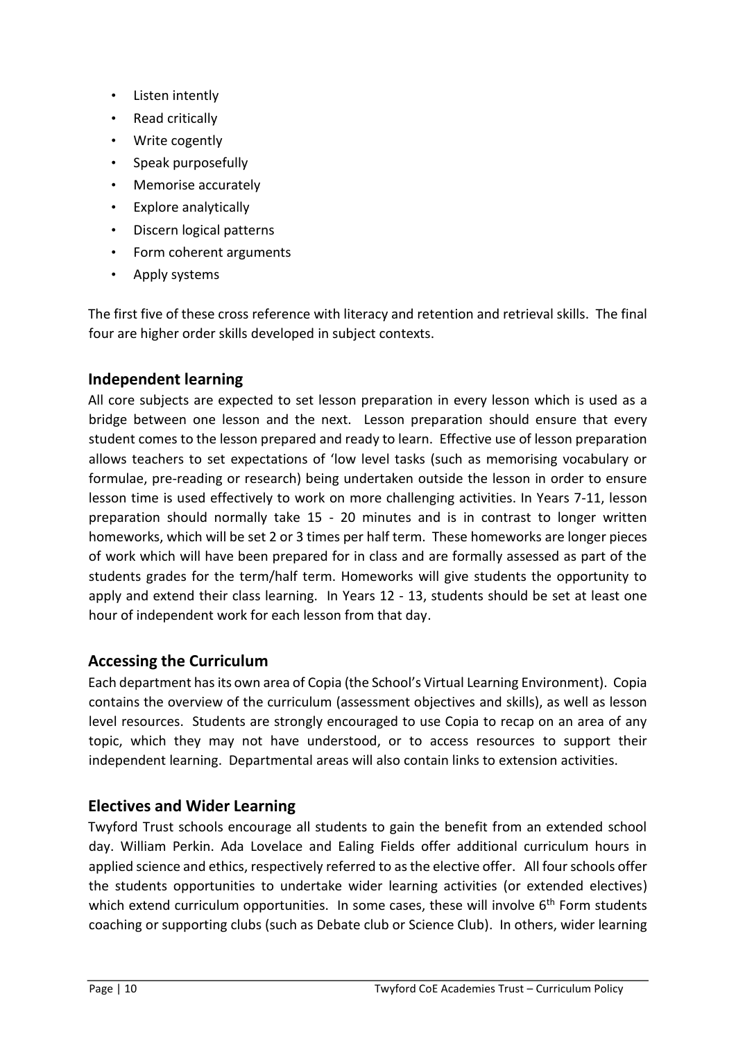- Listen intently
- Read critically
- Write cogently
- Speak purposefully
- Memorise accurately
- Explore analytically
- Discern logical patterns
- Form coherent arguments
- Apply systems

The first five of these cross reference with literacy and retention and retrieval skills. The final four are higher order skills developed in subject contexts.

## Independent learning

All core subjects are expected to set lesson preparation in every lesson which is used as a bridge between one lesson and the next. Lesson preparation should ensure that every student comes to the lesson prepared and ready to learn. Effective use of lesson preparation allows teachers to set expectations of 'low level tasks (such as memorising vocabulary or formulae, pre-reading or research) being undertaken outside the lesson in order to ensure lesson time is used effectively to work on more challenging activities. In Years 7-11, lesson preparation should normally take 15 - 20 minutes and is in contrast to longer written homeworks, which will be set 2 or 3 times per half term. These homeworks are longer pieces of work which will have been prepared for in class and are formally assessed as part of the students grades for the term/half term. Homeworks will give students the opportunity to apply and extend their class learning. In Years 12 - 13, students should be set at least one hour of independent work for each lesson from that day.

## Accessing the Curriculum

Each department has its own area of Copia (the School's Virtual Learning Environment). Copia contains the overview of the curriculum (assessment objectives and skills), as well as lesson level resources. Students are strongly encouraged to use Copia to recap on an area of any topic, which they may not have understood, or to access resources to support their independent learning. Departmental areas will also contain links to extension activities.

## Electives and Wider Learning

Twyford Trust schools encourage all students to gain the benefit from an extended school day. William Perkin. Ada Lovelace and Ealing Fields offer additional curriculum hours in applied science and ethics, respectively referred to as the elective offer. All four schools offer the students opportunities to undertake wider learning activities (or extended electives) which extend curriculum opportunities. In some cases, these will involve 6th Form students coaching or supporting clubs (such as Debate club or Science Club). In others, wider learning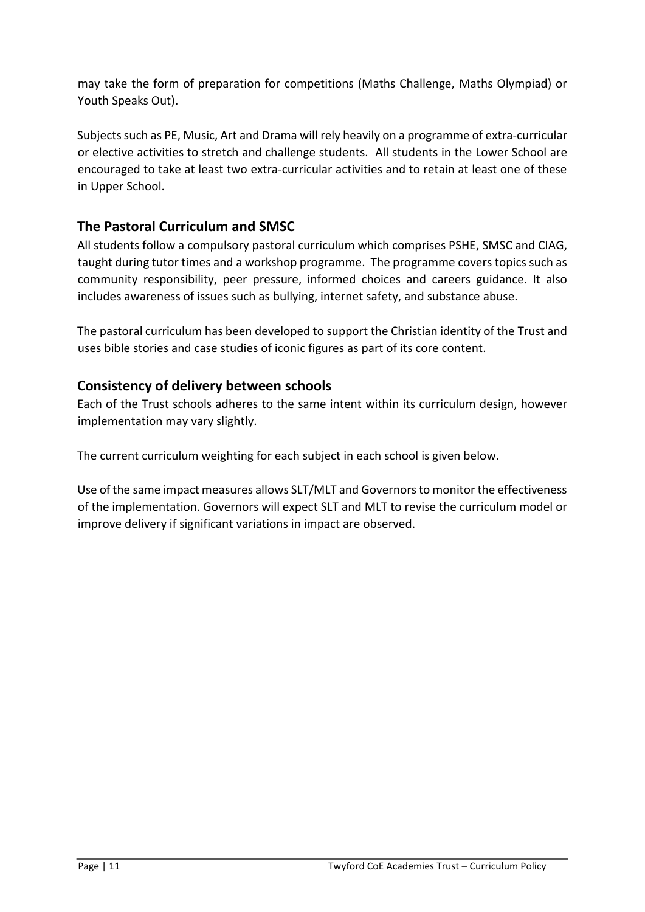may take the form of preparation for competitions (Maths Challenge, Maths Olympiad) or Youth Speaks Out).

Subjects such as PE, Music, Art and Drama will rely heavily on a programme of extra-curricular or elective activities to stretch and challenge students. All students in the Lower School are encouraged to take at least two extra-curricular activities and to retain at least one of these in Upper School.

## The Pastoral Curriculum and SMSC

All students follow a compulsory pastoral curriculum which comprises PSHE, SMSC and CIAG, taught during tutor times and a workshop programme. The programme covers topics such as community responsibility, peer pressure, informed choices and careers guidance. It also includes awareness of issues such as bullying, internet safety, and substance abuse.

The pastoral curriculum has been developed to support the Christian identity of the Trust and uses bible stories and case studies of iconic figures as part of its core content.

## Consistency of delivery between schools

Each of the Trust schools adheres to the same intent within its curriculum design, however implementation may vary slightly.

The current curriculum weighting for each subject in each school is given below.

Use of the same impact measures allows SLT/MLT and Governors to monitor the effectiveness of the implementation. Governors will expect SLT and MLT to revise the curriculum model or improve delivery if significant variations in impact are observed.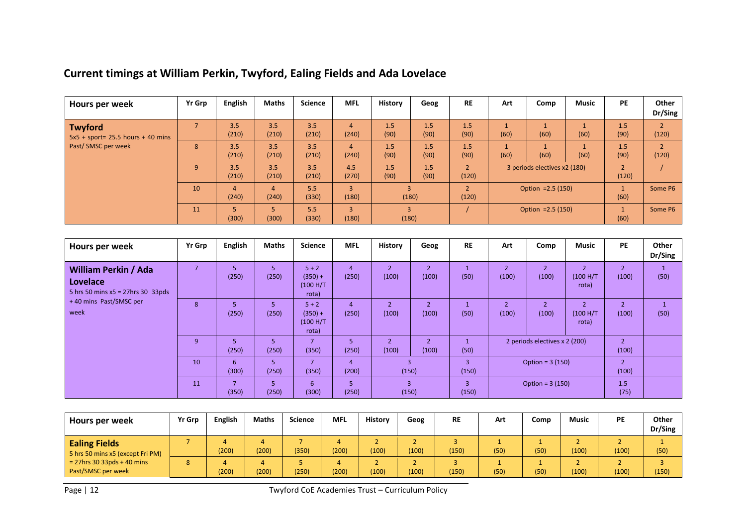## Current timings at William Perkin, Twyford, Ealing Fields and Ada Lovelace

| Hours per week | Yr Grp | English | Maths | Science | MFL | History | Geog | RE | Art | Comp | Music | PE | Other Dr/Sing |
|---|---|---|---|---|---|---|---|---|---|---|---|---|---|
| **Twyford** 5x5 + sport= 25.5 hours + 40 mins Past/ SMSC per week | 7 | 3.5 (210) | 3.5 (210) | 3.5 (210) | 4 (240) | 1.5 (90) | 1.5 (90) | 1.5 (90) | 1 (60) | 1 (60) | 1 (60) | 1.5 (90) | 2 (120) |
| | 8 | 3.5 (210) | 3.5 (210) | 3.5 (210) | 4 (240) | 1.5 (90) | 1.5 (90) | 1.5 (90) | 1 (60) | 1 (60) | 1 (60) | 1.5 (90) | 2 (120) |
| | 9 | 3.5 (210) | 3.5 (210) | 3.5 (210) | 4.5 (270) | 1.5 (90) | 1.5 (90) | 2 (120) | 3 periods electives x2 (180) | | | 2 (120) | / |
| | 10 | 4 (240) | 4 (240) | 5.5 (330) | 3 (180) | 3 (180) | | 2 (120) | Option =2.5 (150) | | | 1 (60) | Some P6 |
| | 11 | 5 (300) | 5 (300) | 5.5 (330) | 3 (180) | 3 (180) | | / | Option =2.5 (150) | | | 1 (60) | Some P6 |

| Hours per week | Yr Grp | English | Maths | Science | MFL | History | Geog | RE | Art | Comp | Music | PE | Other Dr/Sing |
|---|---|---|---|---|---|---|---|---|---|---|---|---|---|
| **William Perkin / Ada Lovelace** 5 hrs 50 mins x5 = 27hrs 30 33pds + 40 mins Past/SMSC per week | 7 | 5 (250) | 5 (250) | 5 + 2 (350) + (100 H/T rota) | 4 (250) | 2 (100) | 2 (100) | 1 (50) | 2 (100) | 2 (100) | 2 (100 H/T rota) | 2 (100) | 1 (50) |
| | 8 | 5 (250) | 5 (250) | 5 + 2 (350) + (100 H/T rota) | 4 (250) | 2 (100) | 2 (100) | 1 (50) | 2 (100) | 2 (100) | 2 (100 H/T rota) | 2 (100) | 1 (50) |
| | 9 | 5 (250) | 5 (250) | 7 (350) | 5 (250) | 2 (100) | 2 (100) | 1 (50) | 2 periods electives x 2 (200) | | | 2 (100) | |
| | 10 | 6 (300) | 5 (250) | 7 (350) | 4 (200) | 3 (150) | | 3 (150) | Option = 3 (150) | | | 2 (100) | |
| | 11 | 7 (350) | 5 (250) | 6 (300) | 5 (250) | 3 (150) | | 3 (150) | Option = 3 (150) | | | 1.5 (75) | |

| Hours per week | Yr Grp | English | Maths | Science | MFL | History | Geog | RE | Art | Comp | Music | PE | Other Dr/Sing |
|---|---|---|---|---|---|---|---|---|---|---|---|---|---|
| **Ealing Fields** 5 hrs 50 mins x5 (except Fri PM) = 27hrs 30 33pds + 40 mins Past/SMSC per week | 7 | 4 (200) | 4 (200) | 7 (350) | 4 (200) | 2 (100) | 2 (100) | 3 (150) | 1 (50) | 1 (50) | 2 (100) | 2 (100) | 1 (50) |
| | 8 | 4 (200) | 4 (200) | 5 (250) | 4 (200) | 2 (100) | 2 (100) | 3 (150) | 1 (50) | 1 (50) | 2 (100) | 2 (100) | 3 (150) |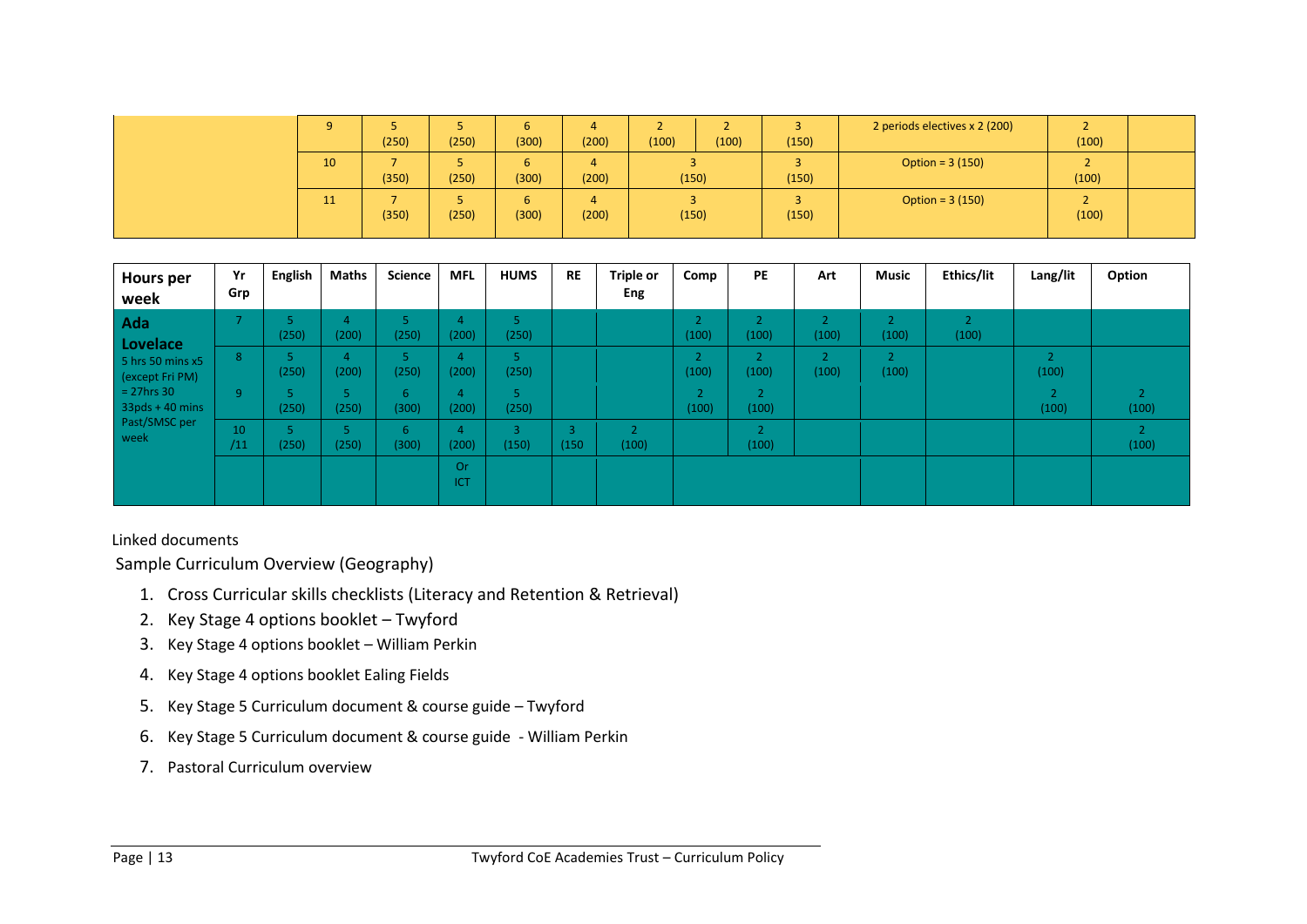| | | | | | | | | | | | |
|---|---|---|---|---|---|---|---|---|---|---|---|
| | 9 | 5 (250) | 5 (250) | 6 (300) | 4 (200) | 2 (100) | 2 (100) | 3 (150) | 2 periods electives x 2 (200) | 2 (100) | |
| | 10 | 7 (350) | 5 (250) | 6 (300) | 4 (200) | 3 (150) | | 3 (150) | Option = 3 (150) | 2 (100) | |
| | 11 | 7 (350) | 5 (250) | 6 (300) | 4 (200) | 3 (150) | | 3 (150) | Option = 3 (150) | 2 (100) | |

| Hours per week | Yr Grp | English | Maths | Science | MFL | HUMS | RE | Triple or Eng | Comp | PE | Art | Music | Ethics/lit | Lang/lit | Option |
|---|---|---|---|---|---|---|---|---|---|---|---|---|---|---|---|
| **Ada Lovelace** 5 hrs 50 mins x5 (except Fri PM) = 27hrs 30 33pds + 40 mins Past/SMSC per week | 7 | 5 (250) | 4 (200) | 5 (250) | 4 (200) | 5 (250) | | | 2 (100) | 2 (100) | 2 (100) | 2 (100) | 2 (100) | | |
| | 8 | 5 (250) | 4 (200) | 5 (250) | 4 (200) | 5 (250) | | | 2 (100) | 2 (100) | 2 (100) | 2 (100) | | 2 (100) | |
| | 9 | 5 (250) | 5 (250) | 6 (300) | 4 (200) | 5 (250) | | | 2 (100) | 2 (100) | | | | 2 (100) | 2 (100) |
| | 10 /11 | 5 (250) | 5 (250) | 6 (300) | 4 (200) | 3 (150) | 3 (150 | 2 (100) | | 2 (100) | | | | | 2 (100) |
| | | | | | Or ICT | | | | | | | | | | |

Linked documents

Sample Curriculum Overview (Geography)

1. Cross Curricular skills checklists (Literacy and Retention & Retrieval)
2. Key Stage 4 options booklet – Twyford
3. Key Stage 4 options booklet – William Perkin
4. Key Stage 4 options booklet Ealing Fields
5. Key Stage 5 Curriculum document & course guide – Twyford
6. Key Stage 5 Curriculum document & course guide - William Perkin
7. Pastoral Curriculum overview